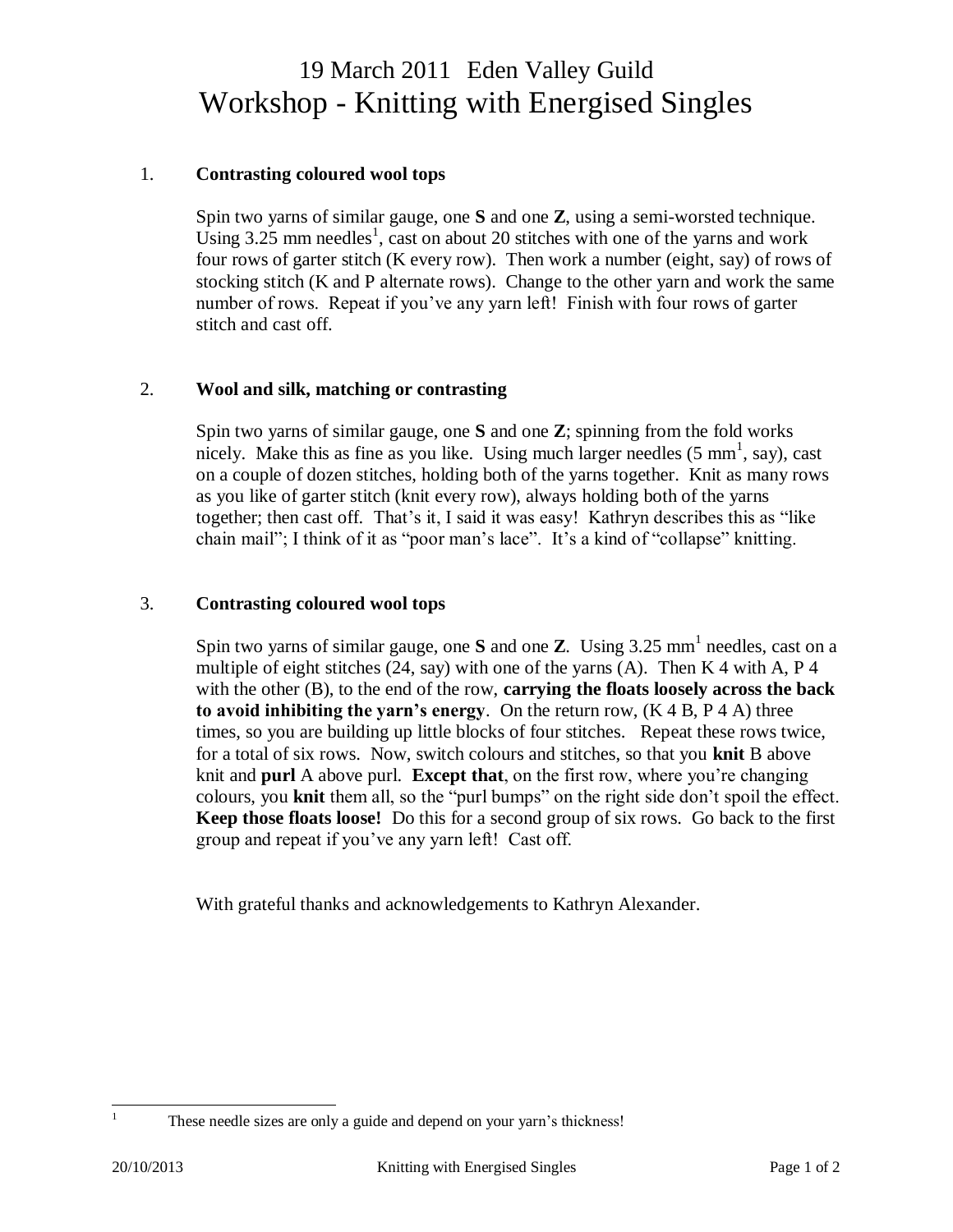# 19 March 2011 Eden Valley Guild
# Workshop - Knitting with Energised Singles

1. **Contrasting coloured wool tops**

   Spin two yarns of similar gauge, one **S** and one **Z**, using a semi-worsted technique. Using 3.25 mm needles[1], cast on about 20 stitches with one of the yarns and work four rows of garter stitch (K every row). Then work a number (eight, say) of rows of stocking stitch (K and P alternate rows). Change to the other yarn and work the same number of rows. Repeat if you've any yarn left! Finish with four rows of garter stitch and cast off.

2. **Wool and silk, matching or contrasting**

   Spin two yarns of similar gauge, one **S** and one **Z**; spinning from the fold works nicely. Make this as fine as you like. Using much larger needles (5 mm[1], say), cast on a couple of dozen stitches, holding both of the yarns together. Knit as many rows as you like of garter stitch (knit every row), always holding both of the yarns together; then cast off. That's it, I said it was easy! Kathryn describes this as "like chain mail"; I think of it as "poor man's lace". It's a kind of "collapse" knitting.

3. **Contrasting coloured wool tops**

   Spin two yarns of similar gauge, one **S** and one **Z**. Using 3.25 mm[1] needles, cast on a multiple of eight stitches (24, say) with one of the yarns (A). Then K 4 with A, P 4 with the other (B), to the end of the row, **carrying the floats loosely across the back to avoid inhibiting the yarn's energy**. On the return row, (K 4 B, P 4 A) three times, so you are building up little blocks of four stitches. Repeat these rows twice, for a total of six rows. Now, switch colours and stitches, so that you **knit** B above knit and **purl** A above purl. **Except that**, on the first row, where you're changing colours, you **knit** them all, so the "purl bumps" on the right side don't spoil the effect. **Keep those floats loose!** Do this for a second group of six rows. Go back to the first group and repeat if you've any yarn left! Cast off.

With grateful thanks and acknowledgements to Kathryn Alexander.

---

[1] These needle sizes are only a guide and depend on your yarn's thickness!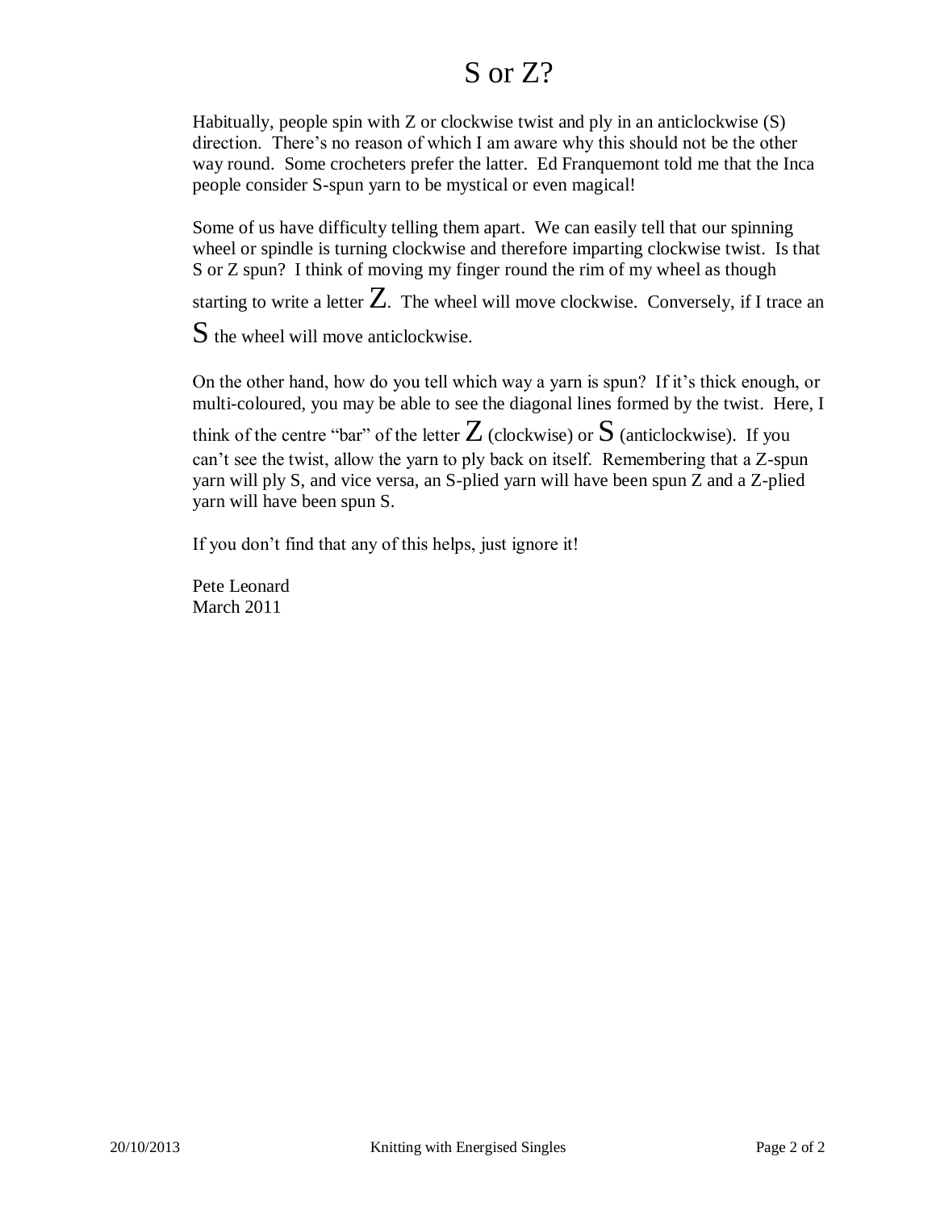# S or Z?

Habitually, people spin with Z or clockwise twist and ply in an anticlockwise (S) direction. There's no reason of which I am aware why this should not be the other way round. Some crocheters prefer the latter. Ed Franquemont told me that the Inca people consider S-spun yarn to be mystical or even magical!

Some of us have difficulty telling them apart. We can easily tell that our spinning wheel or spindle is turning clockwise and therefore imparting clockwise twist. Is that S or Z spun? I think of moving my finger round the rim of my wheel as though starting to write a letter Z. The wheel will move clockwise. Conversely, if I trace an S the wheel will move anticlockwise.

On the other hand, how do you tell which way a yarn is spun? If it's thick enough, or multi-coloured, you may be able to see the diagonal lines formed by the twist. Here, I think of the centre "bar" of the letter Z (clockwise) or S (anticlockwise). If you can't see the twist, allow the yarn to ply back on itself. Remembering that a Z-spun yarn will ply S, and vice versa, an S-plied yarn will have been spun Z and a Z-plied yarn will have been spun S.

If you don't find that any of this helps, just ignore it!

Pete Leonard
March 2011